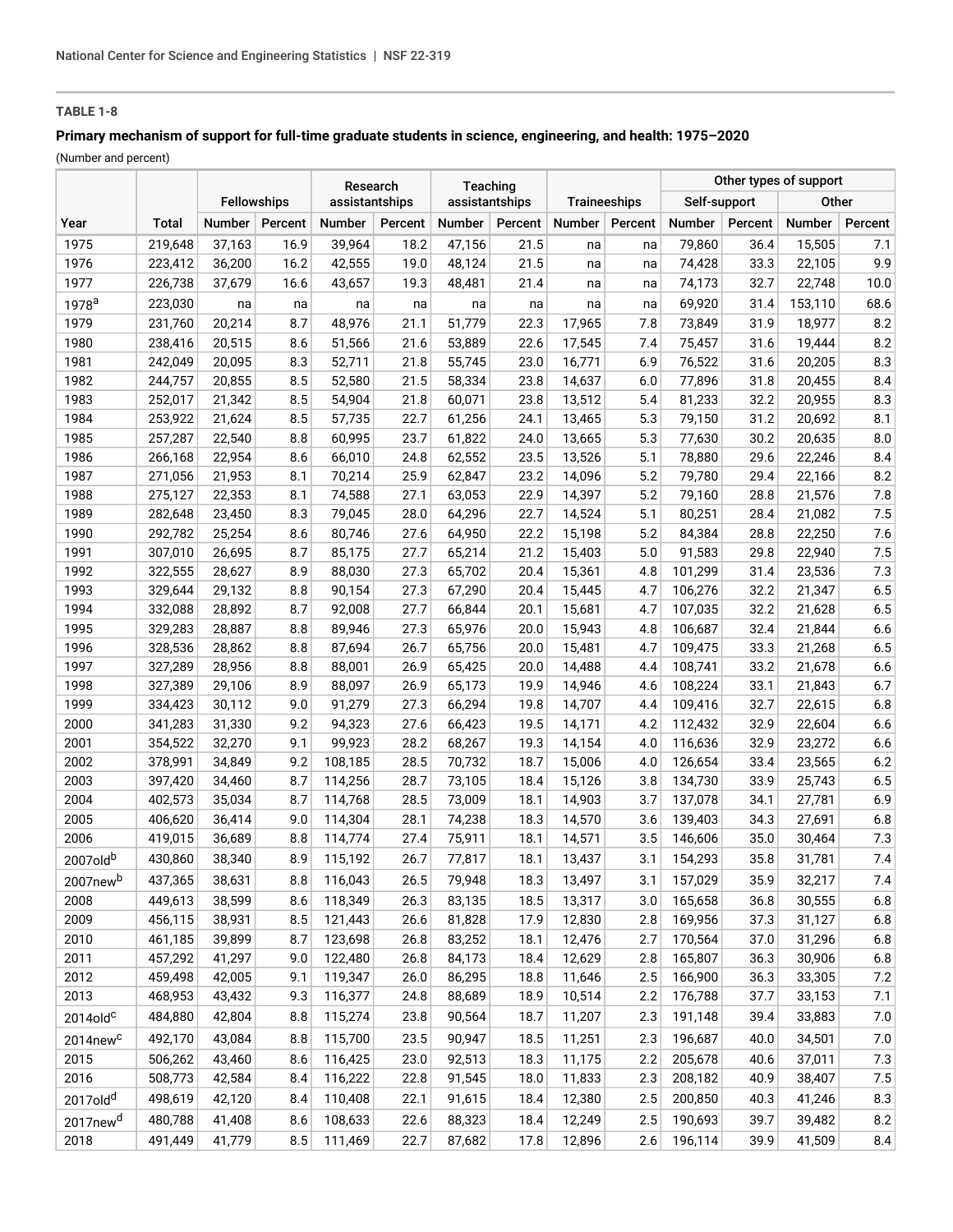**TABLE 1-8**

**Primary mechanism of support for full-time graduate students in science, engineering, and health: 1975–2020**

(Number and percent)

| | | Fellowships | | Research assistantships | | Teaching assistantships | | Traineeships | | Other types of support | | | |
|---|---|---|---|---|---|---|---|---|---|---|---|---|---|
| | | | | | | | | | | Self-support | | Other | |
| Year | Total | Number | Percent | Number | Percent | Number | Percent | Number | Percent | Number | Percent | Number | Percent |
| 1975 | 219,648 | 37,163 | 16.9 | 39,964 | 18.2 | 47,156 | 21.5 | na | na | 79,860 | 36.4 | 15,505 | 7.1 |
| 1976 | 223,412 | 36,200 | 16.2 | 42,555 | 19.0 | 48,124 | 21.5 | na | na | 74,428 | 33.3 | 22,105 | 9.9 |
| 1977 | 226,738 | 37,679 | 16.6 | 43,657 | 19.3 | 48,481 | 21.4 | na | na | 74,173 | 32.7 | 22,748 | 10.0 |
| 1978[a] | 223,030 | na | na | na | na | na | na | na | na | 69,920 | 31.4 | 153,110 | 68.6 |
| 1979 | 231,760 | 20,214 | 8.7 | 48,976 | 21.1 | 51,779 | 22.3 | 17,965 | 7.8 | 73,849 | 31.9 | 18,977 | 8.2 |
| 1980 | 238,416 | 20,515 | 8.6 | 51,566 | 21.6 | 53,889 | 22.6 | 17,545 | 7.4 | 75,457 | 31.6 | 19,444 | 8.2 |
| 1981 | 242,049 | 20,095 | 8.3 | 52,711 | 21.8 | 55,745 | 23.0 | 16,771 | 6.9 | 76,522 | 31.6 | 20,205 | 8.3 |
| 1982 | 244,757 | 20,855 | 8.5 | 52,580 | 21.5 | 58,334 | 23.8 | 14,637 | 6.0 | 77,896 | 31.8 | 20,455 | 8.4 |
| 1983 | 252,017 | 21,342 | 8.5 | 54,904 | 21.8 | 60,071 | 23.8 | 13,512 | 5.4 | 81,233 | 32.2 | 20,955 | 8.3 |
| 1984 | 253,922 | 21,624 | 8.5 | 57,735 | 22.7 | 61,256 | 24.1 | 13,465 | 5.3 | 79,150 | 31.2 | 20,692 | 8.1 |
| 1985 | 257,287 | 22,540 | 8.8 | 60,995 | 23.7 | 61,822 | 24.0 | 13,665 | 5.3 | 77,630 | 30.2 | 20,635 | 8.0 |
| 1986 | 266,168 | 22,954 | 8.6 | 66,010 | 24.8 | 62,552 | 23.5 | 13,526 | 5.1 | 78,880 | 29.6 | 22,246 | 8.4 |
| 1987 | 271,056 | 21,953 | 8.1 | 70,214 | 25.9 | 62,847 | 23.2 | 14,096 | 5.2 | 79,780 | 29.4 | 22,166 | 8.2 |
| 1988 | 275,127 | 22,353 | 8.1 | 74,588 | 27.1 | 63,053 | 22.9 | 14,397 | 5.2 | 79,160 | 28.8 | 21,576 | 7.8 |
| 1989 | 282,648 | 23,450 | 8.3 | 79,045 | 28.0 | 64,296 | 22.7 | 14,524 | 5.1 | 80,251 | 28.4 | 21,082 | 7.5 |
| 1990 | 292,782 | 25,254 | 8.6 | 80,746 | 27.6 | 64,950 | 22.2 | 15,198 | 5.2 | 84,384 | 28.8 | 22,250 | 7.6 |
| 1991 | 307,010 | 26,695 | 8.7 | 85,175 | 27.7 | 65,214 | 21.2 | 15,403 | 5.0 | 91,583 | 29.8 | 22,940 | 7.5 |
| 1992 | 322,555 | 28,627 | 8.9 | 88,030 | 27.3 | 65,702 | 20.4 | 15,361 | 4.8 | 101,299 | 31.4 | 23,536 | 7.3 |
| 1993 | 329,644 | 29,132 | 8.8 | 90,154 | 27.3 | 67,290 | 20.4 | 15,445 | 4.7 | 106,276 | 32.2 | 21,347 | 6.5 |
| 1994 | 332,088 | 28,892 | 8.7 | 92,008 | 27.7 | 66,844 | 20.1 | 15,681 | 4.7 | 107,035 | 32.2 | 21,628 | 6.5 |
| 1995 | 329,283 | 28,887 | 8.8 | 89,946 | 27.3 | 65,976 | 20.0 | 15,943 | 4.8 | 106,687 | 32.4 | 21,844 | 6.6 |
| 1996 | 328,536 | 28,862 | 8.8 | 87,694 | 26.7 | 65,756 | 20.0 | 15,481 | 4.7 | 109,475 | 33.3 | 21,268 | 6.5 |
| 1997 | 327,289 | 28,956 | 8.8 | 88,001 | 26.9 | 65,425 | 20.0 | 14,488 | 4.4 | 108,741 | 33.2 | 21,678 | 6.6 |
| 1998 | 327,389 | 29,106 | 8.9 | 88,097 | 26.9 | 65,173 | 19.9 | 14,946 | 4.6 | 108,224 | 33.1 | 21,843 | 6.7 |
| 1999 | 334,423 | 30,112 | 9.0 | 91,279 | 27.3 | 66,294 | 19.8 | 14,707 | 4.4 | 109,416 | 32.7 | 22,615 | 6.8 |
| 2000 | 341,283 | 31,330 | 9.2 | 94,323 | 27.6 | 66,423 | 19.5 | 14,171 | 4.2 | 112,432 | 32.9 | 22,604 | 6.6 |
| 2001 | 354,522 | 32,270 | 9.1 | 99,923 | 28.2 | 68,267 | 19.3 | 14,154 | 4.0 | 116,636 | 32.9 | 23,272 | 6.6 |
| 2002 | 378,991 | 34,849 | 9.2 | 108,185 | 28.5 | 70,732 | 18.7 | 15,006 | 4.0 | 126,654 | 33.4 | 23,565 | 6.2 |
| 2003 | 397,420 | 34,460 | 8.7 | 114,256 | 28.7 | 73,105 | 18.4 | 15,126 | 3.8 | 134,730 | 33.9 | 25,743 | 6.5 |
| 2004 | 402,573 | 35,034 | 8.7 | 114,768 | 28.5 | 73,009 | 18.1 | 14,903 | 3.7 | 137,078 | 34.1 | 27,781 | 6.9 |
| 2005 | 406,620 | 36,414 | 9.0 | 114,304 | 28.1 | 74,238 | 18.3 | 14,570 | 3.6 | 139,403 | 34.3 | 27,691 | 6.8 |
| 2006 | 419,015 | 36,689 | 8.8 | 114,774 | 27.4 | 75,911 | 18.1 | 14,571 | 3.5 | 146,606 | 35.0 | 30,464 | 7.3 |
| 2007old[b] | 430,860 | 38,340 | 8.9 | 115,192 | 26.7 | 77,817 | 18.1 | 13,437 | 3.1 | 154,293 | 35.8 | 31,781 | 7.4 |
| 2007new[b] | 437,365 | 38,631 | 8.8 | 116,043 | 26.5 | 79,948 | 18.3 | 13,497 | 3.1 | 157,029 | 35.9 | 32,217 | 7.4 |
| 2008 | 449,613 | 38,599 | 8.6 | 118,349 | 26.3 | 83,135 | 18.5 | 13,317 | 3.0 | 165,658 | 36.8 | 30,555 | 6.8 |
| 2009 | 456,115 | 38,931 | 8.5 | 121,443 | 26.6 | 81,828 | 17.9 | 12,830 | 2.8 | 169,956 | 37.3 | 31,127 | 6.8 |
| 2010 | 461,185 | 39,899 | 8.7 | 123,698 | 26.8 | 83,252 | 18.1 | 12,476 | 2.7 | 170,564 | 37.0 | 31,296 | 6.8 |
| 2011 | 457,292 | 41,297 | 9.0 | 122,480 | 26.8 | 84,173 | 18.4 | 12,629 | 2.8 | 165,807 | 36.3 | 30,906 | 6.8 |
| 2012 | 459,498 | 42,005 | 9.1 | 119,347 | 26.0 | 86,295 | 18.8 | 11,646 | 2.5 | 166,900 | 36.3 | 33,305 | 7.2 |
| 2013 | 468,953 | 43,432 | 9.3 | 116,377 | 24.8 | 88,689 | 18.9 | 10,514 | 2.2 | 176,788 | 37.7 | 33,153 | 7.1 |
| 2014old[c] | 484,880 | 42,804 | 8.8 | 115,274 | 23.8 | 90,564 | 18.7 | 11,207 | 2.3 | 191,148 | 39.4 | 33,883 | 7.0 |
| 2014new[c] | 492,170 | 43,084 | 8.8 | 115,700 | 23.5 | 90,947 | 18.5 | 11,251 | 2.3 | 196,687 | 40.0 | 34,501 | 7.0 |
| 2015 | 506,262 | 43,460 | 8.6 | 116,425 | 23.0 | 92,513 | 18.3 | 11,175 | 2.2 | 205,678 | 40.6 | 37,011 | 7.3 |
| 2016 | 508,773 | 42,584 | 8.4 | 116,222 | 22.8 | 91,545 | 18.0 | 11,833 | 2.3 | 208,182 | 40.9 | 38,407 | 7.5 |
| 2017old[d] | 498,619 | 42,120 | 8.4 | 110,408 | 22.1 | 91,615 | 18.4 | 12,380 | 2.5 | 200,850 | 40.3 | 41,246 | 8.3 |
| 2017new[d] | 480,788 | 41,408 | 8.6 | 108,633 | 22.6 | 88,323 | 18.4 | 12,249 | 2.5 | 190,693 | 39.7 | 39,482 | 8.2 |
| 2018 | 491,449 | 41,779 | 8.5 | 111,469 | 22.7 | 87,682 | 17.8 | 12,896 | 2.6 | 196,114 | 39.9 | 41,509 | 8.4 |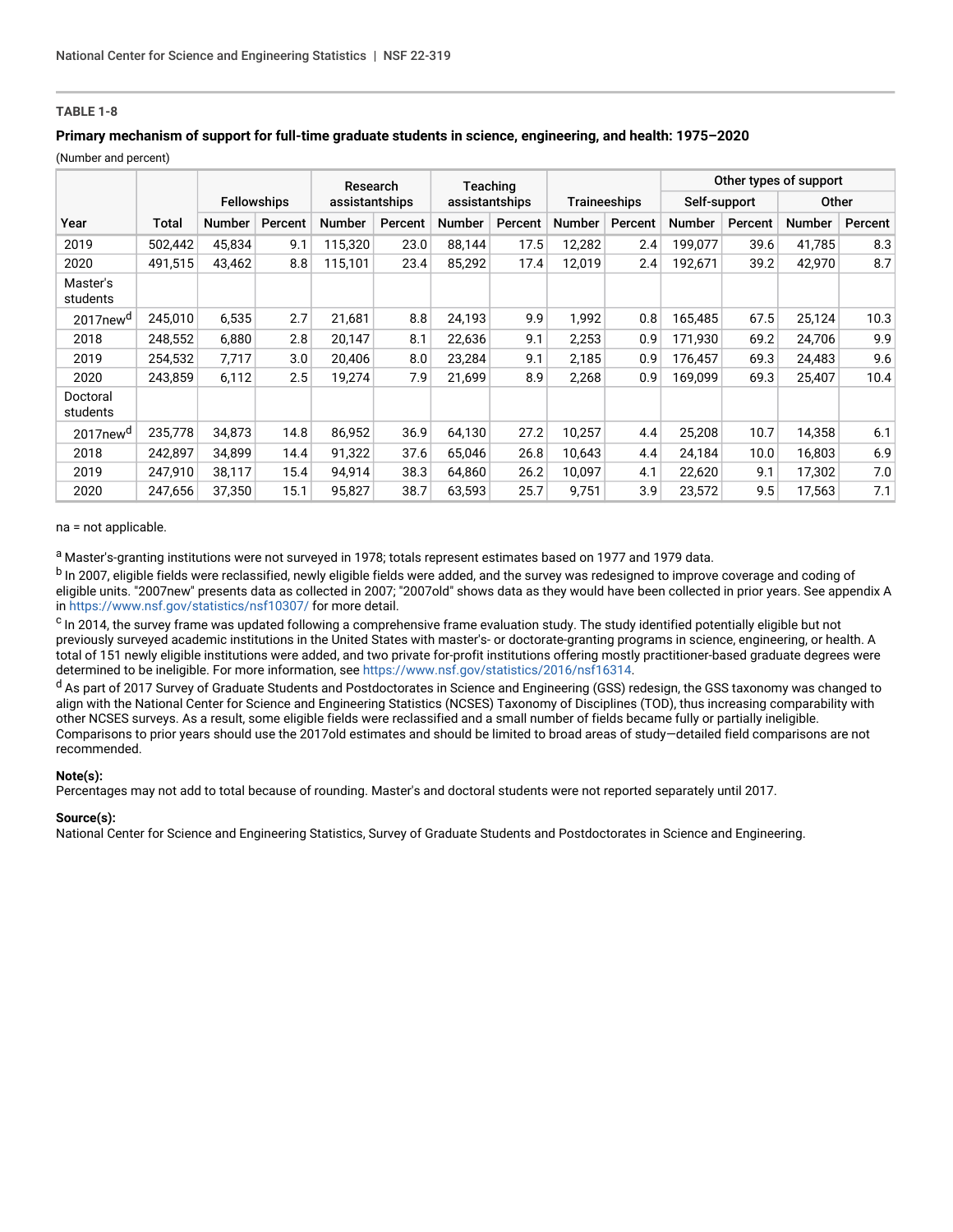**TABLE 1-8**

**Primary mechanism of support for full-time graduate students in science, engineering, and health: 1975–2020**

(Number and percent)

| Year | Total | Fellowships | | Research assistantships | | Teaching assistantships | | Traineeships | | Other types of support: Self-support | | Other types of support: Other | |
|---|---|---|---|---|---|---|---|---|---|---|---|---|---|
| | | Number | Percent | Number | Percent | Number | Percent | Number | Percent | Number | Percent | Number | Percent |
| 2019 | 502,442 | 45,834 | 9.1 | 115,320 | 23.0 | 88,144 | 17.5 | 12,282 | 2.4 | 199,077 | 39.6 | 41,785 | 8.3 |
| 2020 | 491,515 | 43,462 | 8.8 | 115,101 | 23.4 | 85,292 | 17.4 | 12,019 | 2.4 | 192,671 | 39.2 | 42,970 | 8.7 |
| Master's students | | | | | | | | | | | | | |
| 2017new[d] | 245,010 | 6,535 | 2.7 | 21,681 | 8.8 | 24,193 | 9.9 | 1,992 | 0.8 | 165,485 | 67.5 | 25,124 | 10.3 |
| 2018 | 248,552 | 6,880 | 2.8 | 20,147 | 8.1 | 22,636 | 9.1 | 2,253 | 0.9 | 171,930 | 69.2 | 24,706 | 9.9 |
| 2019 | 254,532 | 7,717 | 3.0 | 20,406 | 8.0 | 23,284 | 9.1 | 2,185 | 0.9 | 176,457 | 69.3 | 24,483 | 9.6 |
| 2020 | 243,859 | 6,112 | 2.5 | 19,274 | 7.9 | 21,699 | 8.9 | 2,268 | 0.9 | 169,099 | 69.3 | 25,407 | 10.4 |
| Doctoral students | | | | | | | | | | | | | |
| 2017new[d] | 235,778 | 34,873 | 14.8 | 86,952 | 36.9 | 64,130 | 27.2 | 10,257 | 4.4 | 25,208 | 10.7 | 14,358 | 6.1 |
| 2018 | 242,897 | 34,899 | 14.4 | 91,322 | 37.6 | 65,046 | 26.8 | 10,643 | 4.4 | 24,184 | 10.0 | 16,803 | 6.9 |
| 2019 | 247,910 | 38,117 | 15.4 | 94,914 | 38.3 | 64,860 | 26.2 | 10,097 | 4.1 | 22,620 | 9.1 | 17,302 | 7.0 |
| 2020 | 247,656 | 37,350 | 15.1 | 95,827 | 38.7 | 63,593 | 25.7 | 9,751 | 3.9 | 23,572 | 9.5 | 17,563 | 7.1 |

na = not applicable.

[a] Master's-granting institutions were not surveyed in 1978; totals represent estimates based on 1977 and 1979 data.

[b] In 2007, eligible fields were reclassified, newly eligible fields were added, and the survey was redesigned to improve coverage and coding of eligible units. "2007new" presents data as collected in 2007; "2007old" shows data as they would have been collected in prior years. See appendix A in https://www.nsf.gov/statistics/nsf10307/ for more detail.

[c] In 2014, the survey frame was updated following a comprehensive frame evaluation study. The study identified potentially eligible but not previously surveyed academic institutions in the United States with master's- or doctorate-granting programs in science, engineering, or health. A total of 151 newly eligible institutions were added, and two private for-profit institutions offering mostly practitioner-based graduate degrees were determined to be ineligible. For more information, see https://www.nsf.gov/statistics/2016/nsf16314.

[d] As part of 2017 Survey of Graduate Students and Postdoctorates in Science and Engineering (GSS) redesign, the GSS taxonomy was changed to align with the National Center for Science and Engineering Statistics (NCSES) Taxonomy of Disciplines (TOD), thus increasing comparability with other NCSES surveys. As a result, some eligible fields were reclassified and a small number of fields became fully or partially ineligible. Comparisons to prior years should use the 2017old estimates and should be limited to broad areas of study—detailed field comparisons are not recommended.

**Note(s):**
Percentages may not add to total because of rounding. Master's and doctoral students were not reported separately until 2017.

**Source(s):**
National Center for Science and Engineering Statistics, Survey of Graduate Students and Postdoctorates in Science and Engineering.